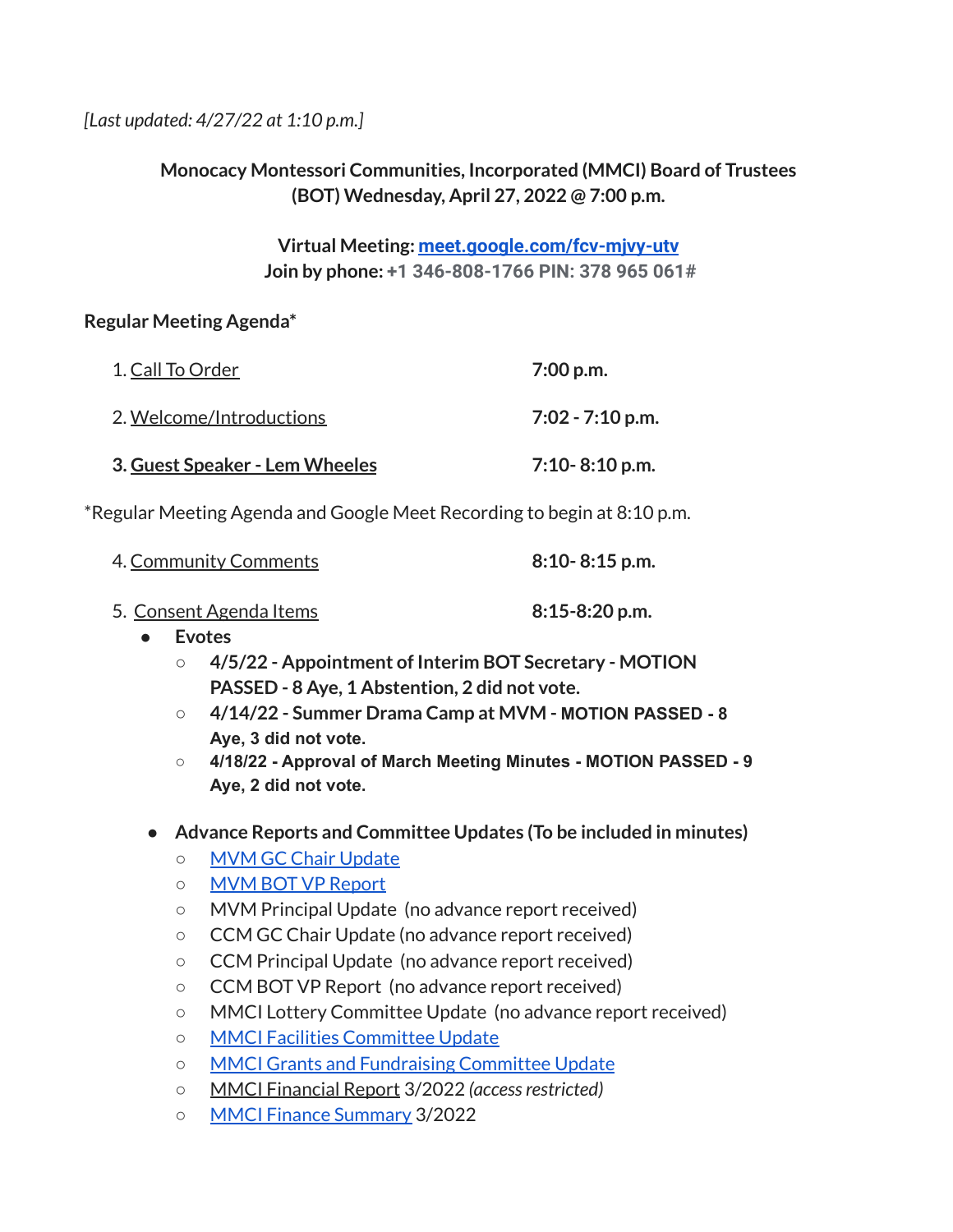*[Last updated: 4/27/22 at 1:10 p.m.]*

**Monocacy Montessori Communities, Incorporated (MMCI) Board of Trustees (BOT) Wednesday, April 27, 2022 @ 7:00 p.m.**

**Virtual Meeting: [meet.google.com/fcv-mjvy-utv](meet.google.com/fcv-mjvy-utv)**
**Join by phone: +1 346-808-1766 PIN: 378 965 061#**

**Regular Meeting Agenda***

| | |
|---|---|
| 1. Call To Order | **7:00 p.m.** |
| 2. Welcome/Introductions | **7:02 - 7:10 p.m.** |
| **3. Guest Speaker - Lem Wheeles** | **7:10- 8:10 p.m.** |

*Regular Meeting Agenda and Google Meet Recording to begin at 8:10 p.m.

| | |
|---|---|
| 4. Community Comments | **8:10- 8:15 p.m.** |
| 5. Consent Agenda Items | **8:15-8:20 p.m.** |

- **Evotes**
  - **4/5/22 - Appointment of Interim BOT Secretary - MOTION PASSED - 8 Aye, 1 Abstention, 2 did not vote.**
  - **4/14/22 - Summer Drama Camp at MVM - MOTION PASSED - 8 Aye, 3 did not vote.**
  - **4/18/22 - Approval of March Meeting Minutes - MOTION PASSED - 9 Aye, 2 did not vote.**

- **Advance Reports and Committee Updates (To be included in minutes)**
  - MVM GC Chair Update
  - MVM BOT VP Report
  - MVM Principal Update (no advance report received)
  - CCM GC Chair Update (no advance report received)
  - CCM Principal Update (no advance report received)
  - CCM BOT VP Report (no advance report received)
  - MMCI Lottery Committee Update (no advance report received)
  - MMCI Facilities Committee Update
  - MMCI Grants and Fundraising Committee Update
  - MMCI Financial Report 3/2022 *(access restricted)*
  - MMCI Finance Summary 3/2022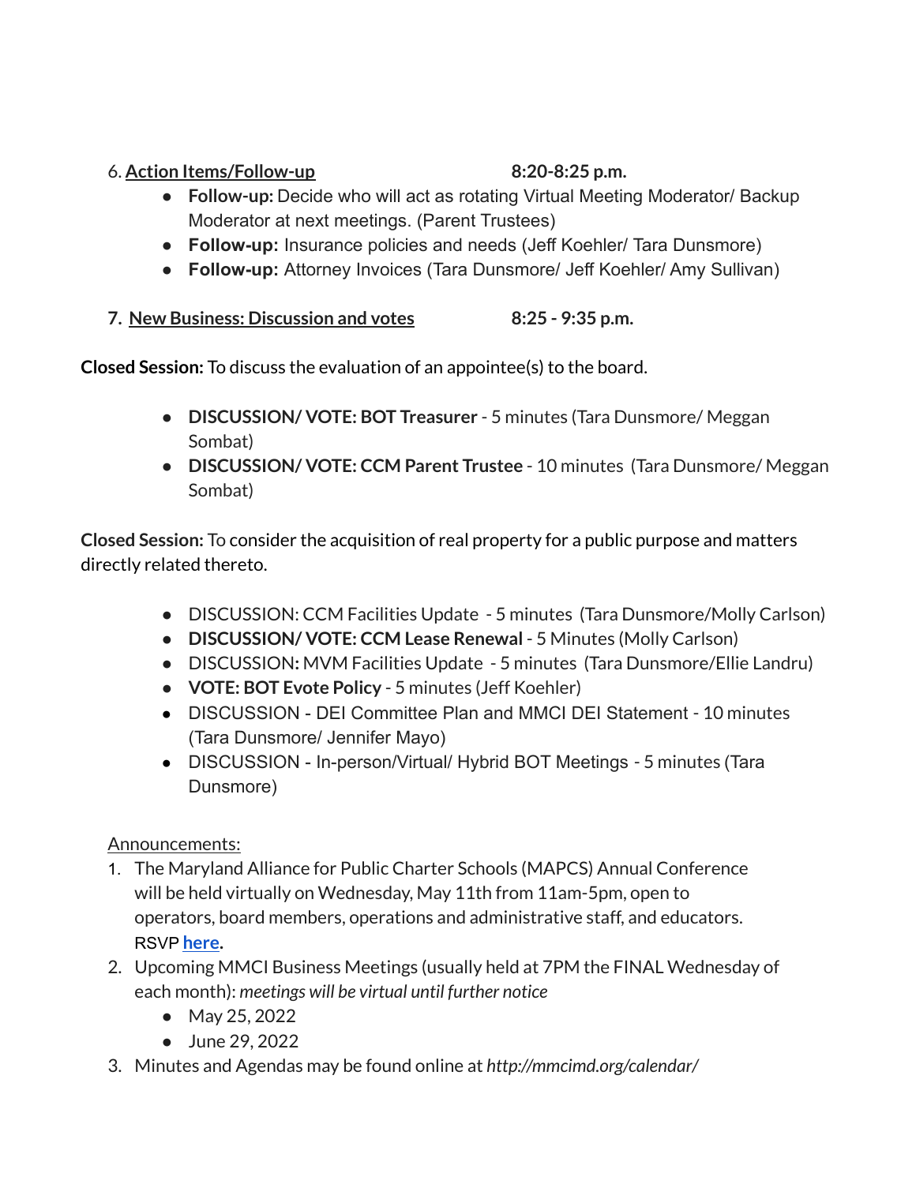6. **Action Items/Follow-up** **8:20-8:25 p.m.**

- **Follow-up:** Decide who will act as rotating Virtual Meeting Moderator/ Backup Moderator at next meetings. (Parent Trustees)
- **Follow-up:** Insurance policies and needs (Jeff Koehler/ Tara Dunsmore)
- **Follow-up:** Attorney Invoices (Tara Dunsmore/ Jeff Koehler/ Amy Sullivan)

7. **New Business: Discussion and votes** **8:25 - 9:35 p.m.**

**Closed Session:** To discuss the evaluation of an appointee(s) to the board.

- **DISCUSSION/ VOTE: BOT Treasurer** - 5 minutes (Tara Dunsmore/ Meggan Sombat)
- **DISCUSSION/ VOTE: CCM Parent Trustee** - 10 minutes (Tara Dunsmore/ Meggan Sombat)

**Closed Session:** To consider the acquisition of real property for a public purpose and matters directly related thereto.

- DISCUSSION: CCM Facilities Update - 5 minutes (Tara Dunsmore/Molly Carlson)
- **DISCUSSION/ VOTE: CCM Lease Renewal** - 5 Minutes (Molly Carlson)
- DISCUSSION**:** MVM Facilities Update - 5 minutes (Tara Dunsmore/Ellie Landru)
- **VOTE: BOT Evote Policy** - 5 minutes (Jeff Koehler)
- DISCUSSION - DEI Committee Plan and MMCI DEI Statement - 10 minutes (Tara Dunsmore/ Jennifer Mayo)
- DISCUSSION - In-person/Virtual/ Hybrid BOT Meetings - 5 minutes (Tara Dunsmore)

Announcements:

1. The Maryland Alliance for Public Charter Schools (MAPCS) Annual Conference will be held virtually on Wednesday, May 11th from 11am-5pm, open to operators, board members, operations and administrative staff, and educators. RSVP **here.**
2. Upcoming MMCI Business Meetings (usually held at 7PM the FINAL Wednesday of each month): *meetings will be virtual until further notice*
   - May 25, 2022
   - June 29, 2022
3. Minutes and Agendas may be found online at *http://mmcimd.org/calendar/*